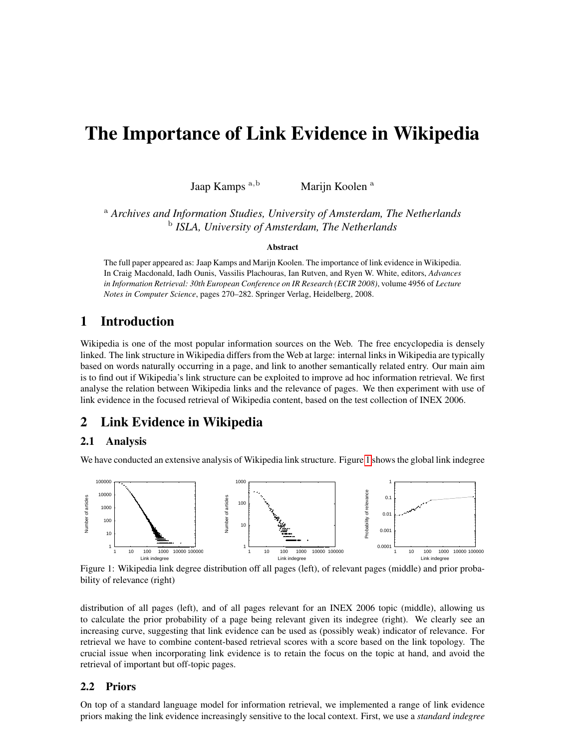// Kamps & Koolen, "The Importance of Link Evidence in Wikipedia", page 1 of 2

# The Importance of Link Evidence in Wikipedia

Jaap Kamps [a,b] Marijn Koolen [a]

[a] *Archives and Information Studies, University of Amsterdam, The Netherlands*
[b] *ISLA, University of Amsterdam, The Netherlands*

**Abstract**

The full paper appeared as: Jaap Kamps and Marijn Koolen. The importance of link evidence in Wikipedia. In Craig Macdonald, Iadh Ounis, Vassilis Plachouras, Ian Rutven, and Ryen W. White, editors, *Advances in Information Retrieval: 30th European Conference on IR Research (ECIR 2008)*, volume 4956 of *Lecture Notes in Computer Science*, pages 270–282. Springer Verlag, Heidelberg, 2008.

## 1 Introduction

Wikipedia is one of the most popular information sources on the Web. The free encyclopedia is densely linked. The link structure in Wikipedia differs from the Web at large: internal links in Wikipedia are typically based on words naturally occurring in a page, and link to another semantically related entry. Our main aim is to find out if Wikipedia's link structure can be exploited to improve ad hoc information retrieval. We first analyse the relation between Wikipedia links and the relevance of pages. We then experiment with use of link evidence in the focused retrieval of Wikipedia content, based on the test collection of INEX 2006.

## 2 Link Evidence in Wikipedia

### 2.1 Analysis

We have conducted an extensive analysis of Wikipedia link structure. Figure 1 shows the global link indegree distribution of all pages (left), and of all pages relevant for an INEX 2006 topic (middle), allowing us to calculate the prior probability of a page being relevant given its indegree (right). We clearly see an increasing curve, suggesting that link evidence can be used as (possibly weak) indicator of relevance. For retrieval we have to combine content-based retrieval scores with a score based on the link topology. The crucial issue when incorporating link evidence is to retain the focus on the topic at hand, and avoid the retrieval of important but off-topic pages.

Figure 1: Wikipedia link degree distribution off all pages (left), of relevant pages (middle) and prior probability of relevance (right)

### 2.2 Priors

On top of a standard language model for information retrieval, we implemented a range of link evidence priors making the link evidence increasingly sensitive to the local context. First, we use a *standard indegree*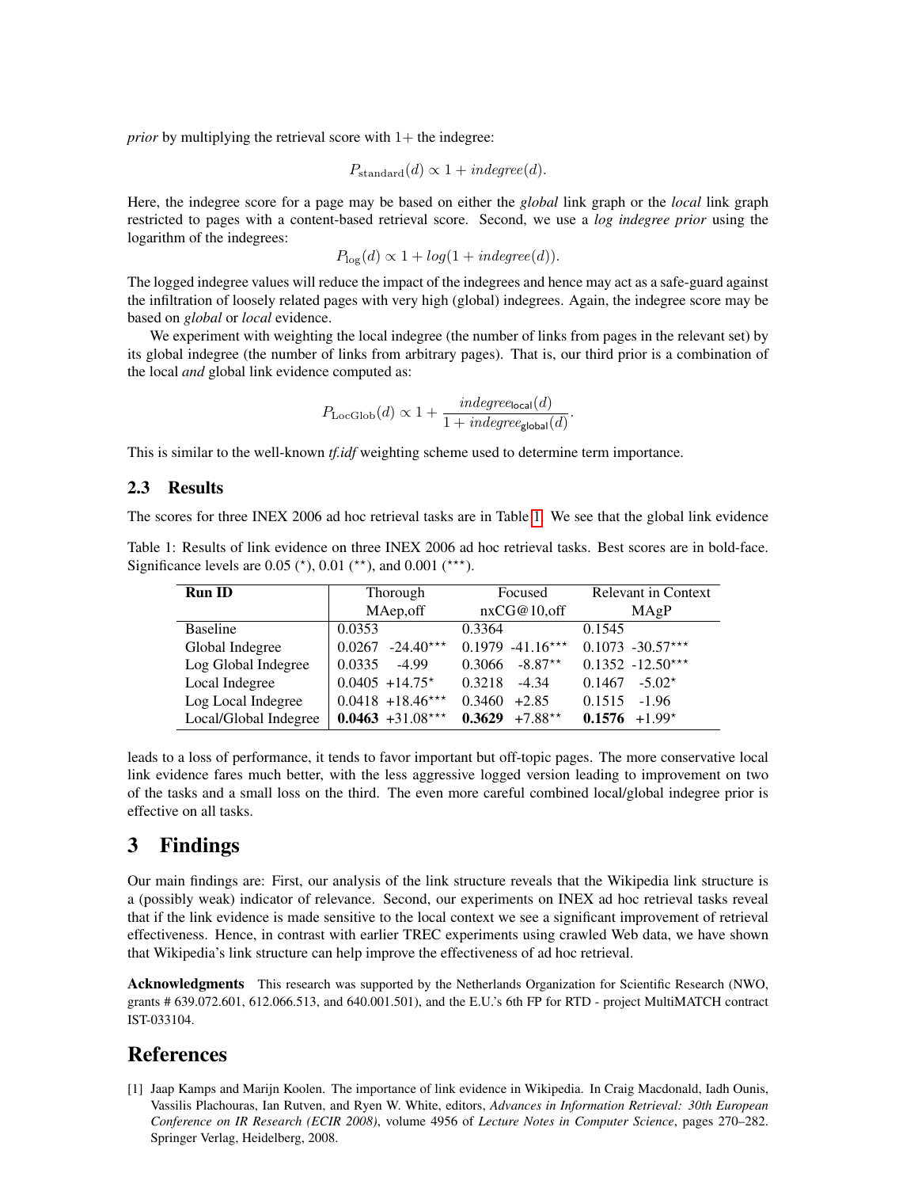*prior* by multiplying the retrieval score with 1+ the indegree:

$$P_{\text{standard}}(d) \propto 1 + indegree(d).$$

Here, the indegree score for a page may be based on either the *global* link graph or the *local* link graph restricted to pages with a content-based retrieval score. Second, we use a *log indegree prior* using the logarithm of the indegrees:

$$P_{\log}(d) \propto 1 + log(1 + indegree(d)).$$

The logged indegree values will reduce the impact of the indegrees and hence may act as a safe-guard against the infiltration of loosely related pages with very high (global) indegrees. Again, the indegree score may be based on *global* or *local* evidence.

We experiment with weighting the local indegree (the number of links from pages in the relevant set) by its global indegree (the number of links from arbitrary pages). That is, our third prior is a combination of the local *and* global link evidence computed as:

$$P_{\text{LocGlob}}(d) \propto 1 + \frac{indegree_{\text{local}}(d)}{1 + indegree_{\text{global}}(d)}.$$

This is similar to the well-known *tf.idf* weighting scheme used to determine term importance.

### 2.3 Results

The scores for three INEX 2006 ad hoc retrieval tasks are in Table 1. We see that the global link evidence

Table 1: Results of link evidence on three INEX 2006 ad hoc retrieval tasks. Best scores are in bold-face. Significance levels are 0.05 (⋆), 0.01 (⋆⋆), and 0.001 (⋆⋆⋆).

| **Run ID** | Thorough MAep,off | | Focused nxCG@10,off | | Relevant in Context MAgP | |
|---|---|---|---|---|---|---|
| Baseline | 0.0353 | | 0.3364 | | 0.1545 | |
| Global Indegree | 0.0267 | -24.40⋆⋆⋆ | 0.1979 | -41.16⋆⋆⋆ | 0.1073 | -30.57⋆⋆⋆ |
| Log Global Indegree | 0.0335 | -4.99 | 0.3066 | -8.87⋆⋆ | 0.1352 | -12.50⋆⋆⋆ |
| Local Indegree | 0.0405 | +14.75⋆ | 0.3218 | -4.34 | 0.1467 | -5.02⋆ |
| Log Local Indegree | 0.0418 | +18.46⋆⋆⋆ | 0.3460 | +2.85 | 0.1515 | -1.96 |
| Local/Global Indegree | **0.0463** | +31.08⋆⋆⋆ | **0.3629** | +7.88⋆⋆ | **0.1576** | +1.99⋆ |

leads to a loss of performance, it tends to favor important but off-topic pages. The more conservative local link evidence fares much better, with the less aggressive logged version leading to improvement on two of the tasks and a small loss on the third. The even more careful combined local/global indegree prior is effective on all tasks.

# 3 Findings

Our main findings are: First, our analysis of the link structure reveals that the Wikipedia link structure is a (possibly weak) indicator of relevance. Second, our experiments on INEX ad hoc retrieval tasks reveal that if the link evidence is made sensitive to the local context we see a significant improvement of retrieval effectiveness. Hence, in contrast with earlier TREC experiments using crawled Web data, we have shown that Wikipedia's link structure can help improve the effectiveness of ad hoc retrieval.

**Acknowledgments** This research was supported by the Netherlands Organization for Scientific Research (NWO, grants # 639.072.601, 612.066.513, and 640.001.501), and the E.U.'s 6th FP for RTD - project MultiMATCH contract IST-033104.

# References

[1] Jaap Kamps and Marijn Koolen. The importance of link evidence in Wikipedia. In Craig Macdonald, Iadh Ounis, Vassilis Plachouras, Ian Rutven, and Ryen W. White, editors, *Advances in Information Retrieval: 30th European Conference on IR Research (ECIR 2008)*, volume 4956 of *Lecture Notes in Computer Science*, pages 270–282. Springer Verlag, Heidelberg, 2008.